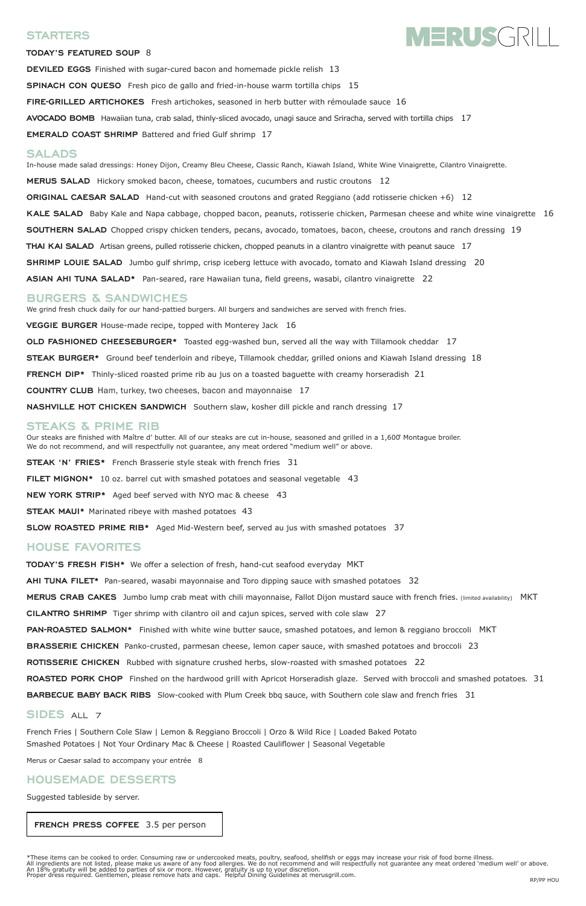# MERUSGRILL

## STARTERS

**TODAY'S FEATURED SOUP** 8

**DEVILED EGGS** Finished with sugar-cured bacon and homemade pickle relish 13

**SPINACH CON QUESO** Fresh pico de gallo and fried-in-house warm tortilla chips 15

**FIRE-GRILLED ARTICHOKES** Fresh artichokes, seasoned in herb butter with rémoulade sauce 16

**AVOCADO BOMB** Hawaiian tuna, crab salad, thinly-sliced avocado, unagi sauce and Sriracha, served with tortilla chips 17

**EMERALD COAST SHRIMP** Battered and fried Gulf shrimp 17

## SALADS

In-house made salad dressings: Honey Dijon, Creamy Bleu Cheese, Classic Ranch, Kiawah Island, White Wine Vinaigrette, Cilantro Vinaigrette.

**MERUS SALAD** Hickory smoked bacon, cheese, tomatoes, cucumbers and rustic croutons 12

**ORIGINAL CAESAR SALAD** Hand-cut with seasoned croutons and grated Reggiano (add rotisserie chicken +6) 12

**KALE SALAD** Baby Kale and Napa cabbage, chopped bacon, peanuts, rotisserie chicken, Parmesan cheese and white wine vinaigrette 16

**SOUTHERN SALAD** Chopped crispy chicken tenders, pecans, avocado, tomatoes, bacon, cheese, croutons and ranch dressing 19

**THAI KAI SALAD** Artisan greens, pulled rotisserie chicken, chopped peanuts in a cilantro vinaigrette with peanut sauce 17

**SHRIMP LOUIE SALAD** Jumbo gulf shrimp, crisp iceberg lettuce with avocado, tomato and Kiawah Island dressing 20

**ASIAN AHI TUNA SALAD*** Pan-seared, rare Hawaiian tuna, field greens, wasabi, cilantro vinaigrette 22

## BURGERS & SANDWICHES

We grind fresh chuck daily for our hand-pattied burgers. All burgers and sandwiches are served with french fries.

**VEGGIE BURGER** House-made recipe, topped with Monterey Jack 16

**OLD FASHIONED CHEESEBURGER*** Toasted egg-washed bun, served all the way with Tillamook cheddar 17

**STEAK BURGER*** Ground beef tenderloin and ribeye, Tillamook cheddar, grilled onions and Kiawah Island dressing 18

**FRENCH DIP*** Thinly-sliced roasted prime rib au jus on a toasted baguette with creamy horseradish 21

**COUNTRY CLUB** Ham, turkey, two cheeses, bacon and mayonnaise 17

**NASHVILLE HOT CHICKEN SANDWICH** Southern slaw, kosher dill pickle and ranch dressing 17

## STEAKS & PRIME RIB

Our steaks are finished with Maître d' butter. All of our steaks are cut in-house, seasoned and grilled in a 1,600̊ Montague broiler.
We do not recommend, and will respectfully not guarantee, any meat ordered "medium well" or above.

**STEAK 'N' FRIES*** French Brasserie style steak with french fries 31

**FILET MIGNON*** 10 oz. barrel cut with smashed potatoes and seasonal vegetable 43

**NEW YORK STRIP*** Aged beef served with NYO mac & cheese 43

**STEAK MAUI*** Marinated ribeye with mashed potatoes 43

**SLOW ROASTED PRIME RIB*** Aged Mid-Western beef, served au jus with smashed potatoes 37

## HOUSE FAVORITES

**TODAY'S FRESH FISH*** We offer a selection of fresh, hand-cut seafood everyday MKT

**AHI TUNA FILET*** Pan-seared, wasabi mayonnaise and Toro dipping sauce with smashed potatoes 32

**MERUS CRAB CAKES** Jumbo lump crab meat with chili mayonnaise, Fallot Dijon mustard sauce with french fries. (limited availability) MKT

**CILANTRO SHRIMP** Tiger shrimp with cilantro oil and cajun spices, served with cole slaw 27

**PAN-ROASTED SALMON*** Finished with white wine butter sauce, smashed potatoes, and lemon & reggiano broccoli MKT

**BRASSERIE CHICKEN** Panko-crusted, parmesan cheese, lemon caper sauce, with smashed potatoes and broccoli 23

**ROTISSERIE CHICKEN** Rubbed with signature crushed herbs, slow-roasted with smashed potatoes 22

**ROASTED PORK CHOP** Finshed on the hardwood grill with Apricot Horseradish glaze. Served with broccoli and smashed potatoes. 31

**BARBECUE BABY BACK RIBS** Slow-cooked with Plum Creek bbq sauce, with Southern cole slaw and french fries 31

## SIDES ALL 7

French Fries | Southern Cole Slaw | Lemon & Reggiano Broccoli | Orzo & Wild Rice | Loaded Baked Potato
Smashed Potatoes | Not Your Ordinary Mac & Cheese | Roasted Cauliflower | Seasonal Vegetable

Merus or Caesar salad to accompany your entrée 8

## HOUSEMADE DESSERTS

Suggested tableside by server.

**FRENCH PRESS COFFEE** 3.5 per person

*These items can be cooked to order. Consuming raw or undercooked meats, poultry, seafood, shellfish or eggs may increase your risk of food borne illness.
All ingredients are not listed, please make us aware of any food allergies. We do not recommend and will respectfully not guarantee any meat ordered 'medium well' or above.
An 18% gratuity will be added to parties of six or more. However, gratuity is up to your discretion.
Proper dress required. Gentlemen, please remove hats and caps. Helpful Dining Guidelines at merusgrill.com.

RP/PP HOU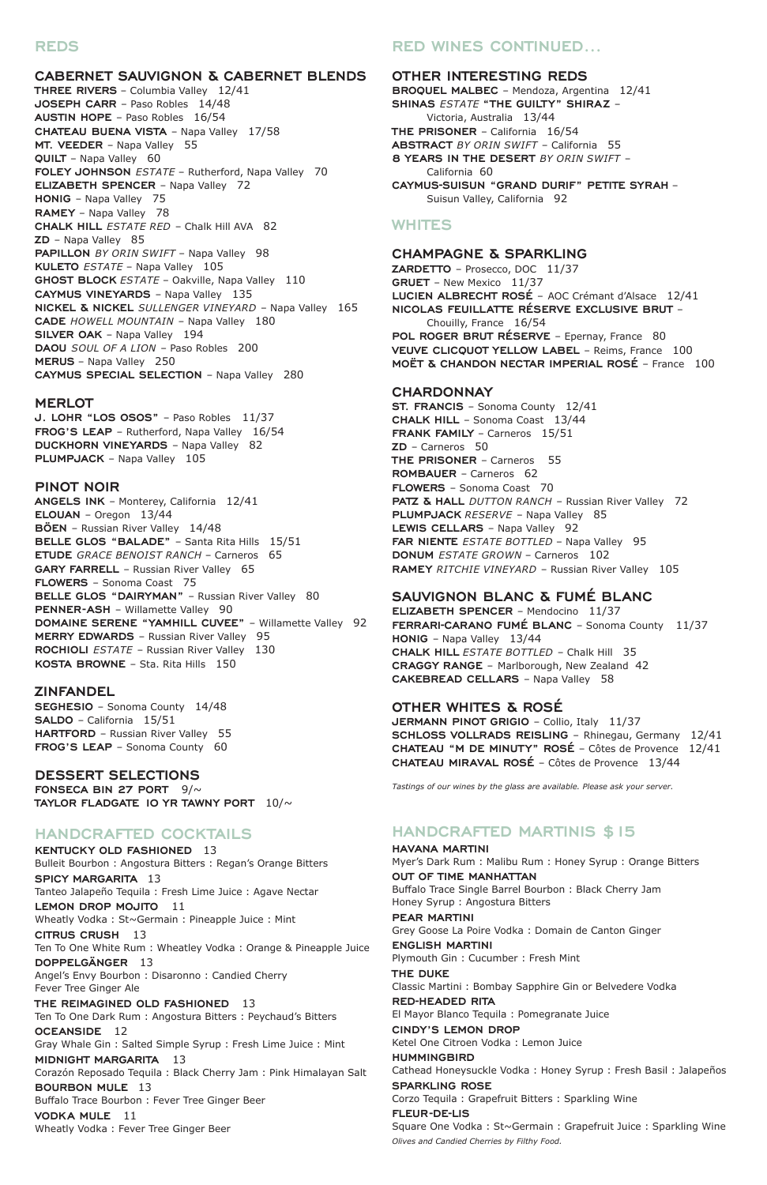## REDS

### CABERNET SAUVIGNON & CABERNET BLENDS

**THREE RIVERS** – Columbia Valley 12/41
**JOSEPH CARR** – Paso Robles 14/48
**AUSTIN HOPE** – Paso Robles 16/54
**CHATEAU BUENA VISTA** – Napa Valley 17/58
**MT. VEEDER** – Napa Valley 55
**QUILT** – Napa Valley 60
**FOLEY JOHNSON** *ESTATE* – Rutherford, Napa Valley 70
**ELIZABETH SPENCER** – Napa Valley 72
**HONIG** – Napa Valley 75
**RAMEY** – Napa Valley 78
**CHALK HILL** *ESTATE RED* – Chalk Hill AVA 82
**ZD** – Napa Valley 85
**PAPILLON** *BY ORIN SWIFT* – Napa Valley 98
**KULETO** *ESTATE* – Napa Valley 105
**GHOST BLOCK** *ESTATE* – Oakville, Napa Valley 110
**CAYMUS VINEYARDS** – Napa Valley 135
**NICKEL & NICKEL** *SULLENGER VINEYARD* – Napa Valley 165
**CADE** *HOWELL MOUNTAIN* – Napa Valley 180
**SILVER OAK** – Napa Valley 194
**DAOU** *SOUL OF A LION* – Paso Robles 200
**MERUS** – Napa Valley 250
**CAYMUS SPECIAL SELECTION** – Napa Valley 280

### MERLOT

**J. LOHR "LOS OSOS"** – Paso Robles 11/37
**FROG'S LEAP** – Rutherford, Napa Valley 16/54
**DUCKHORN VINEYARDS** – Napa Valley 82
**PLUMPJACK** – Napa Valley 105

### PINOT NOIR

**ANGELS INK** – Monterey, California 12/41
**ELOUAN** – Oregon 13/44
**BÖEN** – Russian River Valley 14/48
**BELLE GLOS "BALADE"** – Santa Rita Hills 15/51
**ETUDE** *GRACE BENOIST RANCH* – Carneros 65
**GARY FARRELL** – Russian River Valley 65
**FLOWERS** – Sonoma Coast 75
**BELLE GLOS "DAIRYMAN"** – Russian River Valley 80
**PENNER-ASH** – Willamette Valley 90
**DOMAINE SERENE "YAMHILL CUVEE"** – Willamette Valley 92
**MERRY EDWARDS** – Russian River Valley 95
**ROCHIOLI** *ESTATE* – Russian River Valley 130
**KOSTA BROWNE** – Sta. Rita Hills 150

### ZINFANDEL

**SEGHESIO** – Sonoma County 14/48
**SALDO** – California 15/51
**HARTFORD** – Russian River Valley 55
**FROG'S LEAP** – Sonoma County 60

### DESSERT SELECTIONS

**FONSECA BIN 27 PORT** 9/~
**TAYLOR FLADGATE 10 YR TAWNY PORT** 10/~

## HANDCRAFTED COCKTAILS

**KENTUCKY OLD FASHIONED** 13
Bulleit Bourbon : Angostura Bitters : Regan's Orange Bitters

**SPICY MARGARITA** 13
Tanteo Jalapeño Tequila : Fresh Lime Juice : Agave Nectar

**LEMON DROP MOJITO** 11
Wheatly Vodka : St~Germain : Pineapple Juice : Mint

**CITRUS CRUSH** 13
Ten To One White Rum : Wheatley Vodka : Orange & Pineapple Juice

**DOPPELGÄNGER** 13
Angel's Envy Bourbon : Disaronno : Candied Cherry
Fever Tree Ginger Ale

**THE REIMAGINED OLD FASHIONED** 13
Ten To One Dark Rum : Angostura Bitters : Peychaud's Bitters

**OCEANSIDE** 12
Gray Whale Gin : Salted Simple Syrup : Fresh Lime Juice : Mint

**MIDNIGHT MARGARITA** 13
Corazón Reposado Tequila : Black Cherry Jam : Pink Himalayan Salt

**BOURBON MULE** 13
Buffalo Trace Bourbon : Fever Tree Ginger Beer

**VODKA MULE** 11
Wheatly Vodka : Fever Tree Ginger Beer

## RED WINES CONTINUED...

### OTHER INTERESTING REDS

**BROQUEL MALBEC** – Mendoza, Argentina 12/41
**SHINAS** *ESTATE* **"THE GUILTY" SHIRAZ** – Victoria, Australia 13/44
**THE PRISONER** – California 16/54
**ABSTRACT** *BY ORIN SWIFT* – California 55
**8 YEARS IN THE DESERT** *BY ORIN SWIFT* – California 60
**CAYMUS-SUISUN "GRAND DURIF" PETITE SYRAH** – Suisun Valley, California 92

## WHITES

### CHAMPAGNE & SPARKLING

**ZARDETTO** – Prosecco, DOC 11/37
**GRUET** – New Mexico 11/37
**LUCIEN ALBRECHT ROSÉ** – AOC Crémant d'Alsace 12/41
**NICOLAS FEUILLATTE RÉSERVE EXCLUSIVE BRUT** – Chouilly, France 16/54
**POL ROGER BRUT RÉSERVE** – Epernay, France 80
**VEUVE CLICQUOT YELLOW LABEL** – Reims, France 100
**MOËT & CHANDON NECTAR IMPERIAL ROSÉ** – France 100

### CHARDONNAY

**ST. FRANCIS** – Sonoma County 12/41
**CHALK HILL** – Sonoma Coast 13/44
**FRANK FAMILY** – Carneros 15/51
**ZD** – Carneros 50
**THE PRISONER** – Carneros 55
**ROMBAUER** – Carneros 62
**FLOWERS** – Sonoma Coast 70
**PATZ & HALL** *DUTTON RANCH* – Russian River Valley 72
**PLUMPJACK** *RESERVE* – Napa Valley 85
**LEWIS CELLARS** – Napa Valley 92
**FAR NIENTE** *ESTATE BOTTLED* – Napa Valley 95
**DONUM** *ESTATE GROWN* – Carneros 102
**RAMEY** *RITCHIE VINEYARD* – Russian River Valley 105

### SAUVIGNON BLANC & FUMÉ BLANC

**ELIZABETH SPENCER** – Mendocino 11/37
**FERRARI-CARANO FUMÉ BLANC** – Sonoma County 11/37
**HONIG** – Napa Valley 13/44
**CHALK HILL** *ESTATE BOTTLED* – Chalk Hill 35
**CRAGGY RANGE** – Marlborough, New Zealand 42
**CAKEBREAD CELLARS** – Napa Valley 58

### OTHER WHITES & ROSÉ

**JERMANN PINOT GRIGIO** – Collio, Italy 11/37
**SCHLOSS VOLLRADS REISLING** – Rhinegau, Germany 12/41
**CHATEAU "M DE MINUTY" ROSÉ** – Côtes de Provence 12/41
**CHATEAU MIRAVAL ROSÉ** – Côtes de Provence 13/44

*Tastings of our wines by the glass are available. Please ask your server.*

## HANDCRAFTED MARTINIS $15

**HAVANA MARTINI**
Myer's Dark Rum : Malibu Rum : Honey Syrup : Orange Bitters

**OUT OF TIME MANHATTAN**
Buffalo Trace Single Barrel Bourbon : Black Cherry Jam
Honey Syrup : Angostura Bitters

**PEAR MARTINI**
Grey Goose La Poire Vodka : Domain de Canton Ginger

**ENGLISH MARTINI**
Plymouth Gin : Cucumber : Fresh Mint

**THE DUKE**
Classic Martini : Bombay Sapphire Gin or Belvedere Vodka

**RED-HEADED RITA**
El Mayor Blanco Tequila : Pomegranate Juice

**CINDY'S LEMON DROP**
Ketel One Citroen Vodka : Lemon Juice

**HUMMINGBIRD**
Cathead Honeysuckle Vodka : Honey Syrup : Fresh Basil : Jalapeños

**SPARKLING ROSE**
Corzo Tequila : Grapefruit Bitters : Sparkling Wine

**FLEUR-DE-LIS**
Square One Vodka : St~Germain : Grapefruit Juice : Sparkling Wine

*Olives and Candied Cherries by Filthy Food.*